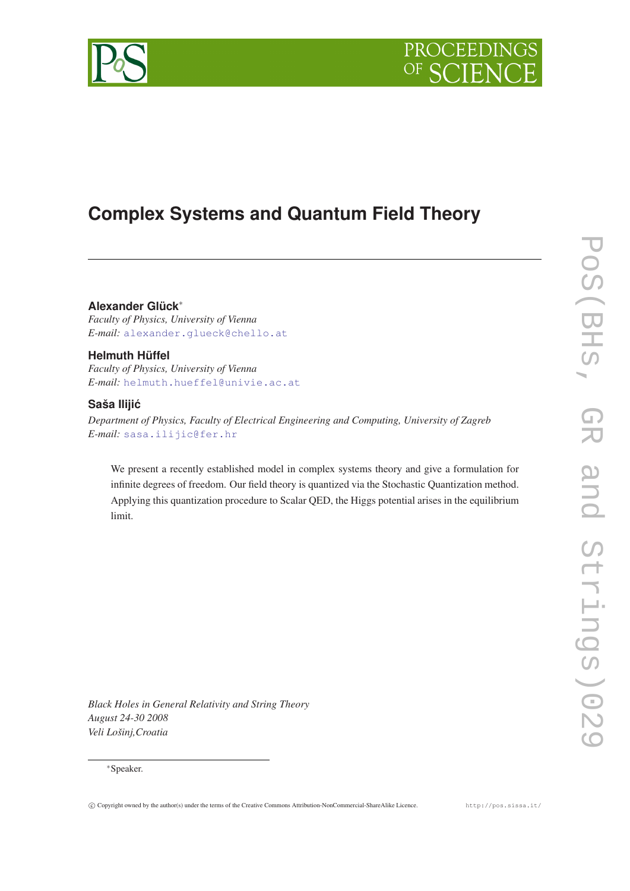# Complex Systems and Quantum Field Theory

**Alexander Glück***

*Faculty of Physics, University of Vienna*

*E-mail:* alexander.glueck@chello.at

**Helmuth Hüffel**

*Faculty of Physics, University of Vienna*

*E-mail:* helmuth.hueffel@univie.ac.at

**Saša Ilijić**

*Department of Physics, Faculty of Electrical Engineering and Computing, University of Zagreb*

*E-mail:* sasa.ilijic@fer.hr

We present a recently established model in complex systems theory and give a formulation for infinite degrees of freedom. Our field theory is quantized via the Stochastic Quantization method. Applying this quantization procedure to Scalar QED, the Higgs potential arises in the equilibrium limit.

*Black Holes in General Relativity and String Theory*
*August 24-30 2008*
*Veli Lošinj,Croatia*

*Speaker.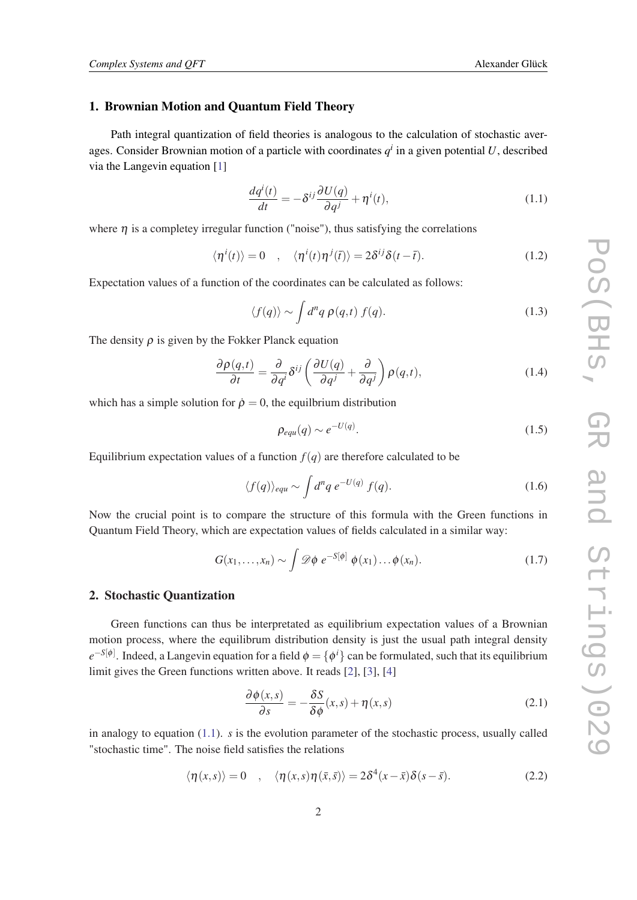## 1. Brownian Motion and Quantum Field Theory

Path integral quantization of field theories is analogous to the calculation of stochastic averages. Consider Brownian motion of a particle with coordinates $q^i$ in a given potential $U$, described via the Langevin equation [1]

$$\frac{dq^i(t)}{dt} = -\delta^{ij}\frac{\partial U(q)}{\partial q^j} + \eta^i(t), \tag{1.1}$$

where $\eta$ is a completey irregular function ("noise"), thus satisfying the correlations

$$\langle \eta^i(t) \rangle = 0 \quad , \quad \langle \eta^i(t)\eta^j(\bar{t}) \rangle = 2\delta^{ij}\delta(t-\bar{t}). \tag{1.2}$$

Expectation values of a function of the coordinates can be calculated as follows:

$$\langle f(q) \rangle \sim \int d^n q \; \rho(q,t) \; f(q). \tag{1.3}$$

The density $\rho$ is given by the Fokker Planck equation

$$\frac{\partial \rho(q,t)}{\partial t} = \frac{\partial}{\partial q^i}\delta^{ij}\left(\frac{\partial U(q)}{\partial q^j} + \frac{\partial}{\partial q^j}\right)\rho(q,t), \tag{1.4}$$

which has a simple solution for $\dot{\rho} = 0$, the equilbrium distribution

$$\rho_{equ}(q) \sim e^{-U(q)}. \tag{1.5}$$

Equilibrium expectation values of a function $f(q)$ are therefore calculated to be

$$\langle f(q) \rangle_{equ} \sim \int d^n q \; e^{-U(q)} \; f(q). \tag{1.6}$$

Now the crucial point is to compare the structure of this formula with the Green functions in Quantum Field Theory, which are expectation values of fields calculated in a similar way:

$$G(x_1,\ldots,x_n) \sim \int \mathscr{D}\phi \; e^{-S[\phi]} \; \phi(x_1)\ldots\phi(x_n). \tag{1.7}$$

## 2. Stochastic Quantization

Green functions can thus be interpretated as equilibrium expectation values of a Brownian motion process, where the equilibrum distribution density is just the usual path integral density $e^{-S[\phi]}$. Indeed, a Langevin equation for a field $\phi = \{\phi^i\}$ can be formulated, such that its equilibrium limit gives the Green functions written above. It reads [2], [3], [4]

$$\frac{\partial \phi(x,s)}{\partial s} = -\frac{\delta S}{\delta \phi}(x,s) + \eta(x,s) \tag{2.1}$$

in analogy to equation (1.1). $s$ is the evolution parameter of the stochastic process, usually called "stochastic time". The noise field satisfies the relations

$$\langle \eta(x,s) \rangle = 0 \quad , \quad \langle \eta(x,s)\eta(\bar{x},\bar{s}) \rangle = 2\delta^4(x-\bar{x})\delta(s-\bar{s}). \tag{2.2}$$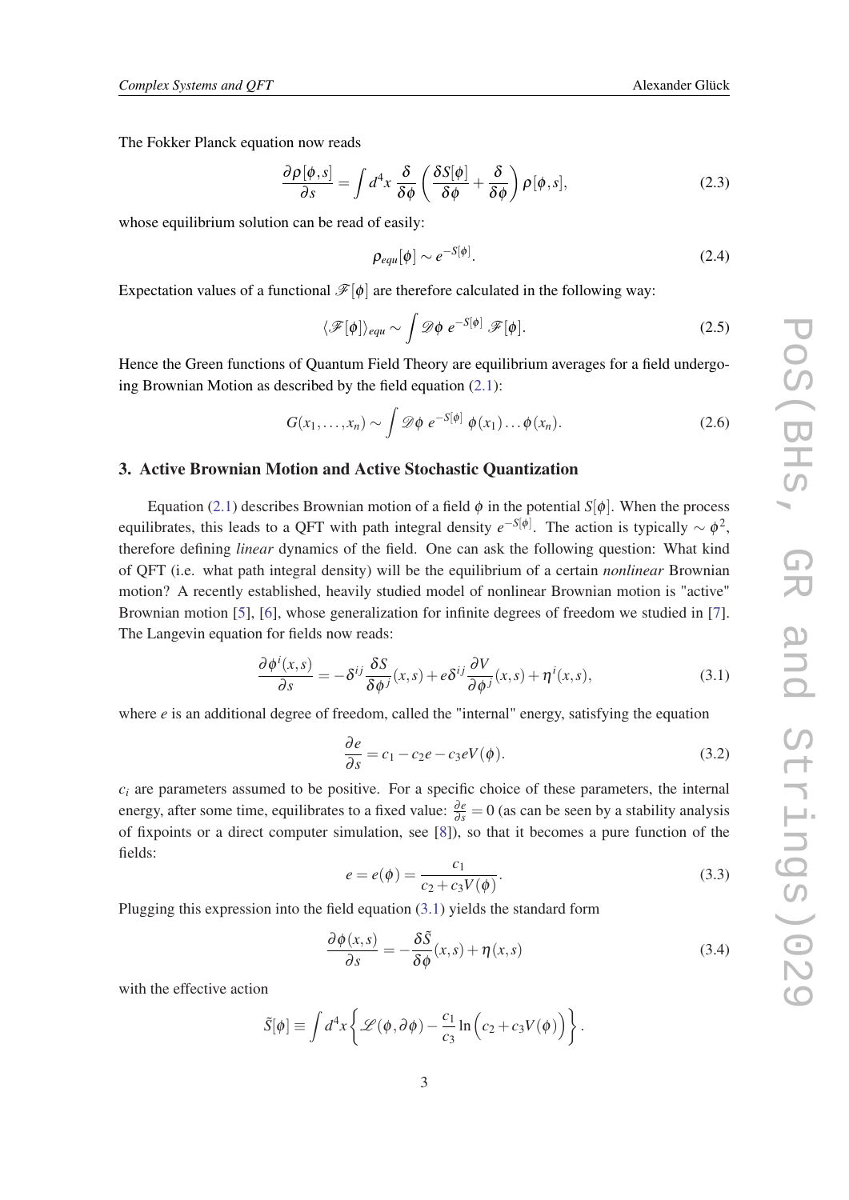The Fokker Planck equation now reads

$$\frac{\partial \rho[\phi,s]}{\partial s} = \int d^4x \, \frac{\delta}{\delta\phi}\left(\frac{\delta S[\phi]}{\delta\phi} + \frac{\delta}{\delta\phi}\right)\rho[\phi,s], \tag{2.3}$$

whose equilibrium solution can be read of easily:

$$\rho_{equ}[\phi] \sim e^{-S[\phi]}. \tag{2.4}$$

Expectation values of a functional $\mathscr{F}[\phi]$ are therefore calculated in the following way:

$$\langle \mathscr{F}[\phi] \rangle_{equ} \sim \int \mathscr{D}\phi \; e^{-S[\phi]} \; \mathscr{F}[\phi]. \tag{2.5}$$

Hence the Green functions of Quantum Field Theory are equilibrium averages for a field undergoing Brownian Motion as described by the field equation (2.1):

$$G(x_1,\ldots,x_n) \sim \int \mathscr{D}\phi \; e^{-S[\phi]} \; \phi(x_1)\ldots\phi(x_n). \tag{2.6}$$

## 3. Active Brownian Motion and Active Stochastic Quantization

Equation (2.1) describes Brownian motion of a field $\phi$ in the potential $S[\phi]$. When the process equilibrates, this leads to a QFT with path integral density $e^{-S[\phi]}$. The action is typically $\sim \phi^2$, therefore defining *linear* dynamics of the field. One can ask the following question: What kind of QFT (i.e. what path integral density) will be the equilibrium of a certain *nonlinear* Brownian motion? A recently established, heavily studied model of nonlinear Brownian motion is "active" Brownian motion [5], [6], whose generalization for infinite degrees of freedom we studied in [7]. The Langevin equation for fields now reads:

$$\frac{\partial \phi^i(x,s)}{\partial s} = -\delta^{ij}\frac{\delta S}{\delta \phi^j}(x,s) + e\delta^{ij}\frac{\partial V}{\partial \phi^j}(x,s) + \eta^i(x,s), \tag{3.1}$$

where $e$ is an additional degree of freedom, called the "internal" energy, satisfying the equation

$$\frac{\partial e}{\partial s} = c_1 - c_2 e - c_3 e V(\phi). \tag{3.2}$$

$c_i$ are parameters assumed to be positive. For a specific choice of these parameters, the internal energy, after some time, equilibrates to a fixed value: $\frac{\partial e}{\partial s} = 0$ (as can be seen by a stability analysis of fixpoints or a direct computer simulation, see [8]), so that it becomes a pure function of the fields:

$$e = e(\phi) = \frac{c_1}{c_2 + c_3 V(\phi)}. \tag{3.3}$$

Plugging this expression into the field equation (3.1) yields the standard form

$$\frac{\partial \phi(x,s)}{\partial s} = -\frac{\delta \tilde{S}}{\delta \phi}(x,s) + \eta(x,s) \tag{3.4}$$

with the effective action

$$\tilde{S}[\phi] \equiv \int d^4x \left\{ \mathscr{L}(\phi,\partial\phi) - \frac{c_1}{c_3}\ln\Big(c_2 + c_3 V(\phi)\Big) \right\}.$$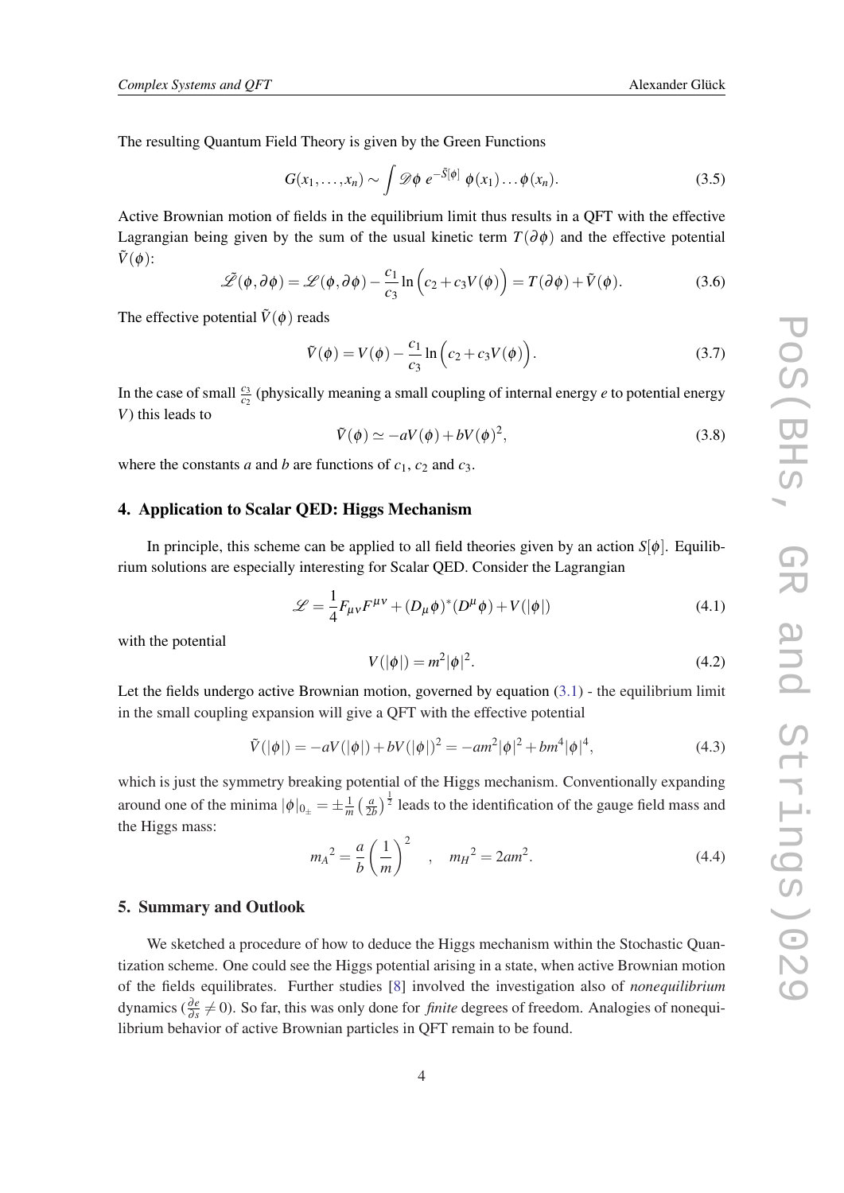The resulting Quantum Field Theory is given by the Green Functions

$$G(x_1,\ldots,x_n) \sim \int \mathscr{D}\phi \; e^{-\tilde{S}[\phi]} \; \phi(x_1)\ldots\phi(x_n). \tag{3.5}$$

Active Brownian motion of fields in the equilibrium limit thus results in a QFT with the effective Lagrangian being given by the sum of the usual kinetic term $T(\partial\phi)$ and the effective potential $\tilde{V}(\phi)$:

$$\tilde{\mathscr{L}}(\phi,\partial\phi) = \mathscr{L}(\phi,\partial\phi) - \frac{c_1}{c_3}\ln\Big(c_2 + c_3 V(\phi)\Big) = T(\partial\phi) + \tilde{V}(\phi). \tag{3.6}$$

The effective potential $\tilde{V}(\phi)$ reads

$$\tilde{V}(\phi) = V(\phi) - \frac{c_1}{c_3}\ln\Big(c_2 + c_3 V(\phi)\Big). \tag{3.7}$$

In the case of small $\frac{c_3}{c_2}$ (physically meaning a small coupling of internal energy $e$ to potential energy $V$) this leads to

$$\tilde{V}(\phi) \simeq -aV(\phi) + bV(\phi)^2, \tag{3.8}$$

where the constants $a$ and $b$ are functions of $c_1$, $c_2$ and $c_3$.

## 4. Application to Scalar QED: Higgs Mechanism

In principle, this scheme can be applied to all field theories given by an action $S[\phi]$. Equilibrium solutions are especially interesting for Scalar QED. Consider the Lagrangian

$$\mathscr{L} = \frac{1}{4}F_{\mu\nu}F^{\mu\nu} + (D_\mu\phi)^*(D^\mu\phi) + V(|\phi|) \tag{4.1}$$

with the potential

$$V(|\phi|) = m^2|\phi|^2. \tag{4.2}$$

Let the fields undergo active Brownian motion, governed by equation (3.1) - the equilibrium limit in the small coupling expansion will give a QFT with the effective potential

$$\tilde{V}(|\phi|) = -aV(|\phi|) + bV(|\phi|)^2 = -am^2|\phi|^2 + bm^4|\phi|^4, \tag{4.3}$$

which is just the symmetry breaking potential of the Higgs mechanism. Conventionally expanding around one of the minima $|\phi|_{0_\pm} = \pm\frac{1}{m}\left(\frac{a}{2b}\right)^{\frac{1}{2}}$ leads to the identification of the gauge field mass and the Higgs mass:

$${m_A}^2 = \frac{a}{b}\left(\frac{1}{m}\right)^2 \quad , \quad {m_H}^2 = 2am^2. \tag{4.4}$$

## 5. Summary and Outlook

We sketched a procedure of how to deduce the Higgs mechanism within the Stochastic Quantization scheme. One could see the Higgs potential arising in a state, when active Brownian motion of the fields equilibrates. Further studies [8] involved the investigation also of *nonequilibrium* dynamics ($\frac{\partial e}{\partial s} \neq 0$). So far, this was only done for *finite* degrees of freedom. Analogies of nonequilibrium behavior of active Brownian particles in QFT remain to be found.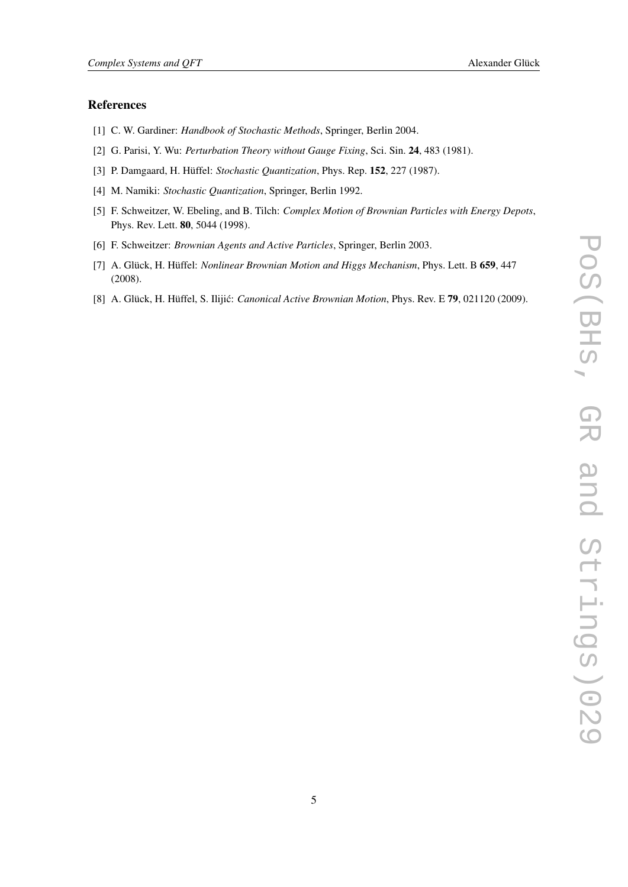## References

[1] C. W. Gardiner: *Handbook of Stochastic Methods*, Springer, Berlin 2004.

[2] G. Parisi, Y. Wu: *Perturbation Theory without Gauge Fixing*, Sci. Sin. **24**, 483 (1981).

[3] P. Damgaard, H. Hüffel: *Stochastic Quantization*, Phys. Rep. **152**, 227 (1987).

[4] M. Namiki: *Stochastic Quantization*, Springer, Berlin 1992.

[5] F. Schweitzer, W. Ebeling, and B. Tilch: *Complex Motion of Brownian Particles with Energy Depots*, Phys. Rev. Lett. **80**, 5044 (1998).

[6] F. Schweitzer: *Brownian Agents and Active Particles*, Springer, Berlin 2003.

[7] A. Glück, H. Hüffel: *Nonlinear Brownian Motion and Higgs Mechanism*, Phys. Lett. B **659**, 447 (2008).

[8] A. Glück, H. Hüffel, S. Ilijić: *Canonical Active Brownian Motion*, Phys. Rev. E **79**, 021120 (2009).